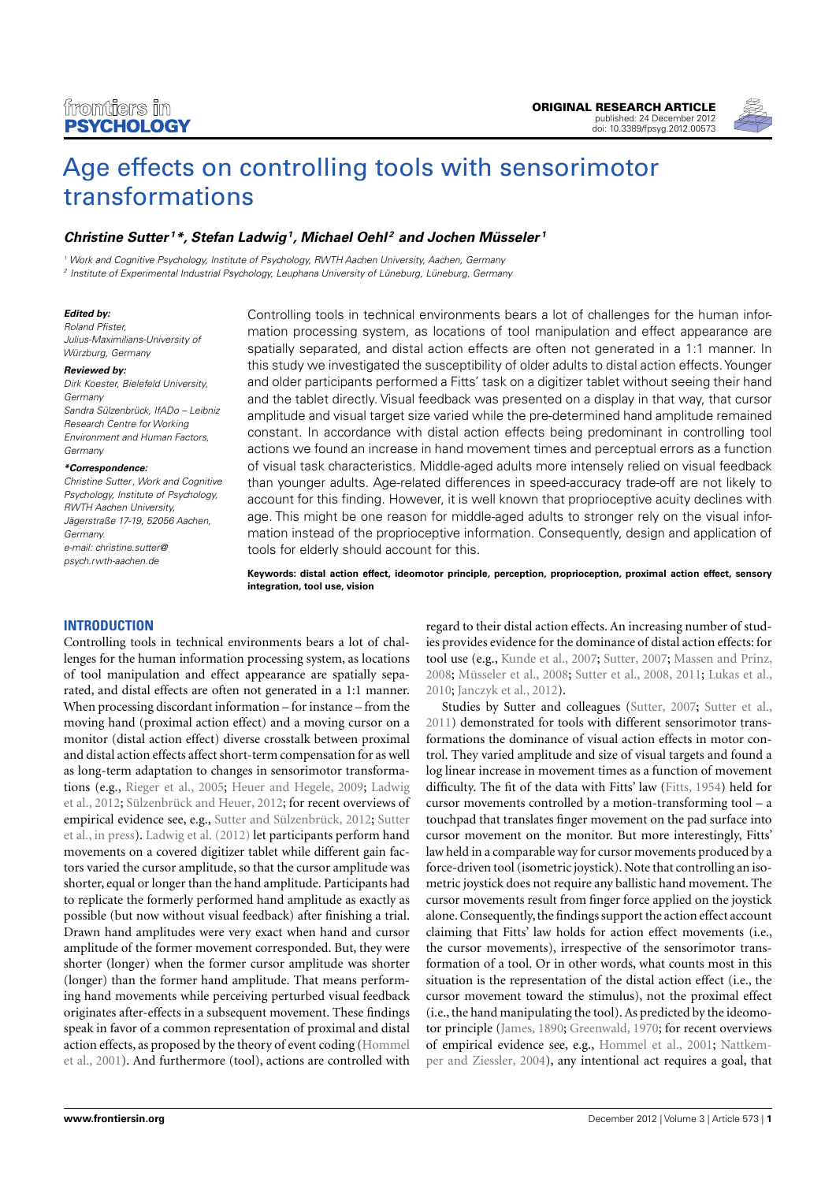# Age effects on controlling tools with sensorimotor transformations

***Christine Sutter[1]\*, Stefan Ladwig[1], Michael Oehl[2] and Jochen Müsseler[1]***

[1] Work and Cognitive Psychology, Institute of Psychology, RWTH Aachen University, Aachen, Germany
[2] Institute of Experimental Industrial Psychology, Leuphana University of Lüneburg, Lüneburg, Germany

***Edited by:***
*Roland Pfister, Julius-Maximilians-University of Würzburg, Germany*

***Reviewed by:***
*Dirk Koester, Bielefeld University, Germany*
*Sandra Sülzenbrück, IfADo – Leibniz Research Centre for Working Environment and Human Factors, Germany*

***\*Correspondence:***
*Christine Sutter, Work and Cognitive Psychology, Institute of Psychology, RWTH Aachen University, Jägerstraße 17-19, 52056 Aachen, Germany.*
*e-mail: christine.sutter@psych.rwth-aachen.de*

Controlling tools in technical environments bears a lot of challenges for the human information processing system, as locations of tool manipulation and effect appearance are spatially separated, and distal action effects are often not generated in a 1:1 manner. In this study we investigated the susceptibility of older adults to distal action effects. Younger and older participants performed a Fitts' task on a digitizer tablet without seeing their hand and the tablet directly. Visual feedback was presented on a display in that way, that cursor amplitude and visual target size varied while the pre-determined hand amplitude remained constant. In accordance with distal action effects being predominant in controlling tool actions we found an increase in hand movement times and perceptual errors as a function of visual task characteristics. Middle-aged adults more intensely relied on visual feedback than younger adults. Age-related differences in speed-accuracy trade-off are not likely to account for this finding. However, it is well known that proprioceptive acuity declines with age. This might be one reason for middle-aged adults to stronger rely on the visual information instead of the proprioceptive information. Consequently, design and application of tools for elderly should account for this.

**Keywords: distal action effect, ideomotor principle, perception, proprioception, proximal action effect, sensory integration, tool use, vision**

## INTRODUCTION

Controlling tools in technical environments bears a lot of challenges for the human information processing system, as locations of tool manipulation and effect appearance are spatially separated, and distal effects are often not generated in a 1:1 manner. When processing discordant information – for instance – from the moving hand (proximal action effect) and a moving cursor on a monitor (distal action effect) diverse crosstalk between proximal and distal action effects affect short-term compensation for as well as long-term adaptation to changes in sensorimotor transformations (e.g., Rieger et al., 2005; Heuer and Hegele, 2009; Ladwig et al., 2012; Sülzenbrück and Heuer, 2012; for recent overviews of empirical evidence see, e.g., Sutter and Sülzenbrück, 2012; Sutter et al., in press). Ladwig et al. (2012) let participants perform hand movements on a covered digitizer tablet while different gain factors varied the cursor amplitude, so that the cursor amplitude was shorter, equal or longer than the hand amplitude. Participants had to replicate the formerly performed hand amplitude as exactly as possible (but now without visual feedback) after finishing a trial. Drawn hand amplitudes were very exact when hand and cursor amplitude of the former movement corresponded. But, they were shorter (longer) when the former cursor amplitude was shorter (longer) than the former hand amplitude. That means performing hand movements while perceiving perturbed visual feedback originates after-effects in a subsequent movement. These findings speak in favor of a common representation of proximal and distal action effects, as proposed by the theory of event coding (Hommel et al., 2001). And furthermore (tool), actions are controlled with regard to their distal action effects. An increasing number of studies provides evidence for the dominance of distal action effects: for tool use (e.g., Kunde et al., 2007; Sutter, 2007; Massen and Prinz, 2008; Müsseler et al., 2008; Sutter et al., 2008, 2011; Lukas et al., 2010; Janczyk et al., 2012).

Studies by Sutter and colleagues (Sutter, 2007; Sutter et al., 2011) demonstrated for tools with different sensorimotor transformations the dominance of visual action effects in motor control. They varied amplitude and size of visual targets and found a log linear increase in movement times as a function of movement difficulty. The fit of the data with Fitts' law (Fitts, 1954) held for cursor movements controlled by a motion-transforming tool – a touchpad that translates finger movement on the pad surface into cursor movement on the monitor. But more interestingly, Fitts' law held in a comparable way for cursor movements produced by a force-driven tool (isometric joystick). Note that controlling an isometric joystick does not require any ballistic hand movement. The cursor movements result from finger force applied on the joystick alone. Consequently, the findings support the action effect account claiming that Fitts' law holds for action effect movements (i.e., the cursor movements), irrespective of the sensorimotor transformation of a tool. Or in other words, what counts most in this situation is the representation of the distal action effect (i.e., the cursor movement toward the stimulus), not the proximal effect (i.e., the hand manipulating the tool). As predicted by the ideomotor principle (James, 1890; Greenwald, 1970; for recent overviews of empirical evidence see, e.g., Hommel et al., 2001; Nattkemper and Ziessler, 2004), any intentional act requires a goal, that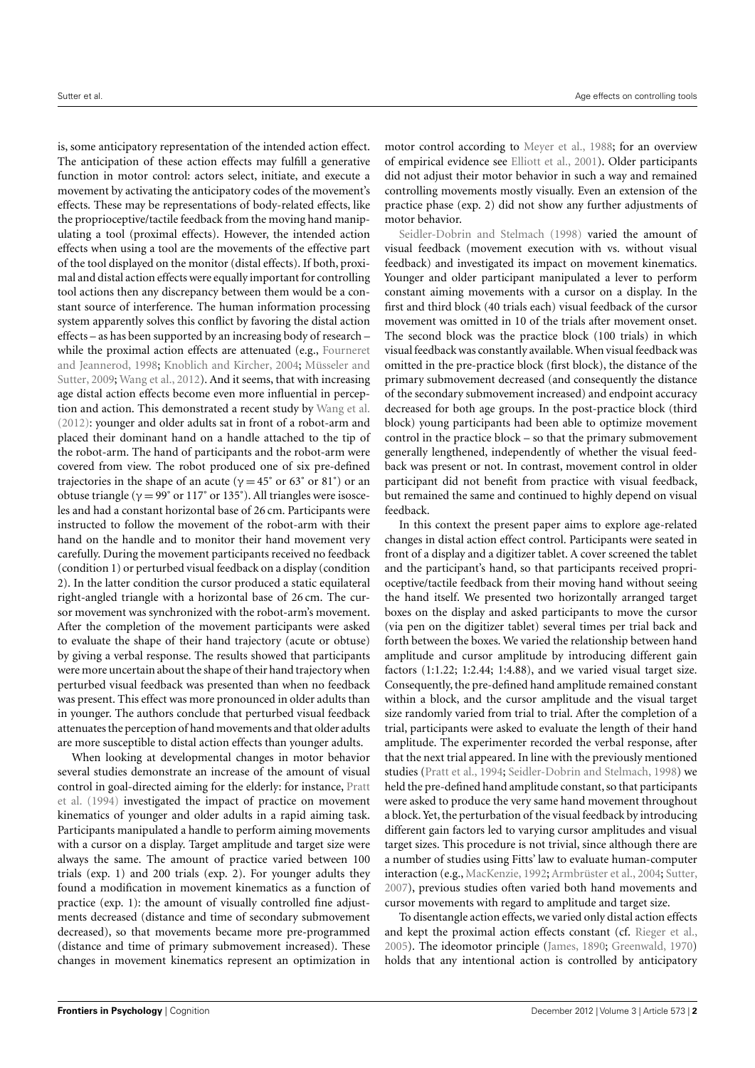is, some anticipatory representation of the intended action effect. The anticipation of these action effects may fulfill a generative function in motor control: actors select, initiate, and execute a movement by activating the anticipatory codes of the movement's effects. These may be representations of body-related effects, like the proprioceptive/tactile feedback from the moving hand manipulating a tool (proximal effects). However, the intended action effects when using a tool are the movements of the effective part of the tool displayed on the monitor (distal effects). If both, proximal and distal action effects were equally important for controlling tool actions then any discrepancy between them would be a constant source of interference. The human information processing system apparently solves this conflict by favoring the distal action effects – as has been supported by an increasing body of research – while the proximal action effects are attenuated (e.g., Fourneret and Jeannerod, 1998; Knoblich and Kircher, 2004; Müsseler and Sutter, 2009; Wang et al., 2012). And it seems, that with increasing age distal action effects become even more influential in perception and action. This demonstrated a recent study by Wang et al. (2012): younger and older adults sat in front of a robot-arm and placed their dominant hand on a handle attached to the tip of the robot-arm. The hand of participants and the robot-arm were covered from view. The robot produced one of six pre-defined trajectories in the shape of an acute ($\gamma = 45°$ or $63°$ or $81°$) or an obtuse triangle ($\gamma = 99°$ or $117°$ or $135°$). All triangles were isosceles and had a constant horizontal base of 26 cm. Participants were instructed to follow the movement of the robot-arm with their hand on the handle and to monitor their hand movement very carefully. During the movement participants received no feedback (condition 1) or perturbed visual feedback on a display (condition 2). In the latter condition the cursor produced a static equilateral right-angled triangle with a horizontal base of 26 cm. The cursor movement was synchronized with the robot-arm's movement. After the completion of the movement participants were asked to evaluate the shape of their hand trajectory (acute or obtuse) by giving a verbal response. The results showed that participants were more uncertain about the shape of their hand trajectory when perturbed visual feedback was presented than when no feedback was present. This effect was more pronounced in older adults than in younger. The authors conclude that perturbed visual feedback attenuates the perception of hand movements and that older adults are more susceptible to distal action effects than younger adults.

When looking at developmental changes in motor behavior several studies demonstrate an increase of the amount of visual control in goal-directed aiming for the elderly: for instance, Pratt et al. (1994) investigated the impact of practice on movement kinematics of younger and older adults in a rapid aiming task. Participants manipulated a handle to perform aiming movements with a cursor on a display. Target amplitude and target size were always the same. The amount of practice varied between 100 trials (exp. 1) and 200 trials (exp. 2). For younger adults they found a modification in movement kinematics as a function of practice (exp. 1): the amount of visually controlled fine adjustments decreased (distance and time of secondary submovement decreased), so that movements became more pre-programmed (distance and time of primary submovement increased). These changes in movement kinematics represent an optimization in motor control according to Meyer et al., 1988; for an overview of empirical evidence see Elliott et al., 2001). Older participants did not adjust their motor behavior in such a way and remained controlling movements mostly visually. Even an extension of the practice phase (exp. 2) did not show any further adjustments of motor behavior.

Seidler-Dobrin and Stelmach (1998) varied the amount of visual feedback (movement execution with vs. without visual feedback) and investigated its impact on movement kinematics. Younger and older participant manipulated a lever to perform constant aiming movements with a cursor on a display. In the first and third block (40 trials each) visual feedback of the cursor movement was omitted in 10 of the trials after movement onset. The second block was the practice block (100 trials) in which visual feedback was constantly available. When visual feedback was omitted in the pre-practice block (first block), the distance of the primary submovement decreased (and consequently the distance of the secondary submovement increased) and endpoint accuracy decreased for both age groups. In the post-practice block (third block) young participants had been able to optimize movement control in the practice block – so that the primary submovement generally lengthened, independently of whether the visual feedback was present or not. In contrast, movement control in older participant did not benefit from practice with visual feedback, but remained the same and continued to highly depend on visual feedback.

In this context the present paper aims to explore age-related changes in distal action effect control. Participants were seated in front of a display and a digitizer tablet. A cover screened the tablet and the participant's hand, so that participants received proprioceptive/tactile feedback from their moving hand without seeing the hand itself. We presented two horizontally arranged target boxes on the display and asked participants to move the cursor (via pen on the digitizer tablet) several times per trial back and forth between the boxes. We varied the relationship between hand amplitude and cursor amplitude by introducing different gain factors (1:1.22; 1:2.44; 1:4.88), and we varied visual target size. Consequently, the pre-defined hand amplitude remained constant within a block, and the cursor amplitude and the visual target size randomly varied from trial to trial. After the completion of a trial, participants were asked to evaluate the length of their hand amplitude. The experimenter recorded the verbal response, after that the next trial appeared. In line with the previously mentioned studies (Pratt et al., 1994; Seidler-Dobrin and Stelmach, 1998) we held the pre-defined hand amplitude constant, so that participants were asked to produce the very same hand movement throughout a block. Yet, the perturbation of the visual feedback by introducing different gain factors led to varying cursor amplitudes and visual target sizes. This procedure is not trivial, since although there are a number of studies using Fitts' law to evaluate human-computer interaction (e.g., MacKenzie, 1992; Armbrüster et al., 2004; Sutter, 2007), previous studies often varied both hand movements and cursor movements with regard to amplitude and target size.

To disentangle action effects, we varied only distal action effects and kept the proximal action effects constant (cf. Rieger et al., 2005). The ideomotor principle (James, 1890; Greenwald, 1970) holds that any intentional action is controlled by anticipatory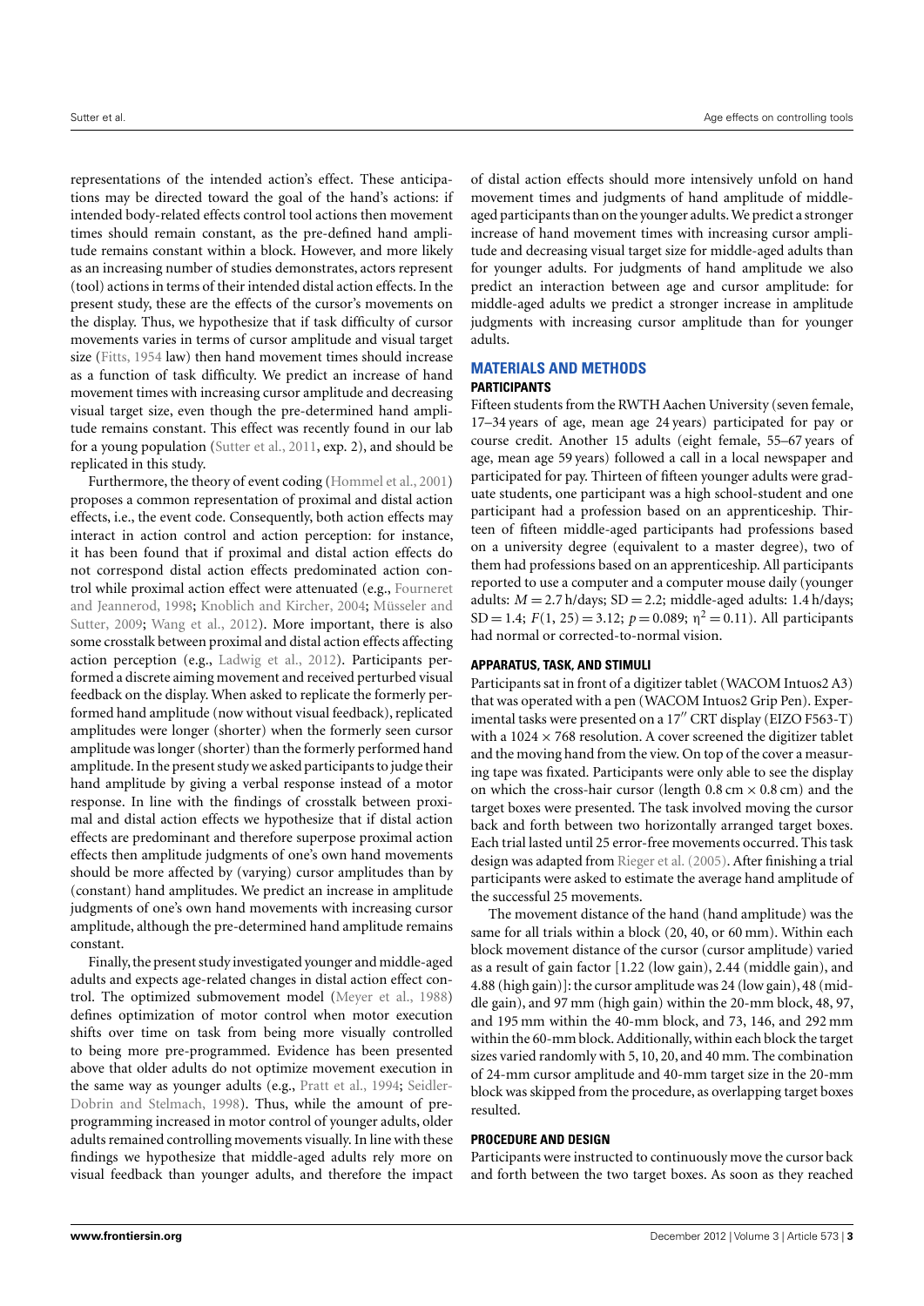representations of the intended action's effect. These anticipations may be directed toward the goal of the hand's actions: if intended body-related effects control tool actions then movement times should remain constant, as the pre-defined hand amplitude remains constant within a block. However, and more likely as an increasing number of studies demonstrates, actors represent (tool) actions in terms of their intended distal action effects. In the present study, these are the effects of the cursor's movements on the display. Thus, we hypothesize that if task difficulty of cursor movements varies in terms of cursor amplitude and visual target size (Fitts, 1954 law) then hand movement times should increase as a function of task difficulty. We predict an increase of hand movement times with increasing cursor amplitude and decreasing visual target size, even though the pre-determined hand amplitude remains constant. This effect was recently found in our lab for a young population (Sutter et al., 2011, exp. 2), and should be replicated in this study.

Furthermore, the theory of event coding (Hommel et al., 2001) proposes a common representation of proximal and distal action effects, i.e., the event code. Consequently, both action effects may interact in action control and action perception: for instance, it has been found that if proximal and distal action effects do not correspond distal action effects predominated action control while proximal action effect were attenuated (e.g., Fourneret and Jeannerod, 1998; Knoblich and Kircher, 2004; Müsseler and Sutter, 2009; Wang et al., 2012). More important, there is also some crosstalk between proximal and distal action effects affecting action perception (e.g., Ladwig et al., 2012). Participants performed a discrete aiming movement and received perturbed visual feedback on the display. When asked to replicate the formerly performed hand amplitude (now without visual feedback), replicated amplitudes were longer (shorter) when the formerly seen cursor amplitude was longer (shorter) than the formerly performed hand amplitude. In the present study we asked participants to judge their hand amplitude by giving a verbal response instead of a motor response. In line with the findings of crosstalk between proximal and distal action effects we hypothesize that if distal action effects are predominant and therefore superpose proximal action effects then amplitude judgments of one's own hand movements should be more affected by (varying) cursor amplitudes than by (constant) hand amplitudes. We predict an increase in amplitude judgments of one's own hand movements with increasing cursor amplitude, although the pre-determined hand amplitude remains constant.

Finally, the present study investigated younger and middle-aged adults and expects age-related changes in distal action effect control. The optimized submovement model (Meyer et al., 1988) defines optimization of motor control when motor execution shifts over time on task from being more visually controlled to being more pre-programmed. Evidence has been presented above that older adults do not optimize movement execution in the same way as younger adults (e.g., Pratt et al., 1994; Seidler-Dobrin and Stelmach, 1998). Thus, while the amount of pre-programming increased in motor control of younger adults, older adults remained controlling movements visually. In line with these findings we hypothesize that middle-aged adults rely more on visual feedback than younger adults, and therefore the impact of distal action effects should more intensively unfold on hand movement times and judgments of hand amplitude of middle-aged participants than on the younger adults. We predict a stronger increase of hand movement times with increasing cursor amplitude and decreasing visual target size for middle-aged adults than for younger adults. For judgments of hand amplitude we also predict an interaction between age and cursor amplitude: for middle-aged adults we predict a stronger increase in amplitude judgments with increasing cursor amplitude than for younger adults.

## MATERIALS AND METHODS

### PARTICIPANTS

Fifteen students from the RWTH Aachen University (seven female, 17–34 years of age, mean age 24 years) participated for pay or course credit. Another 15 adults (eight female, 55–67 years of age, mean age 59 years) followed a call in a local newspaper and participated for pay. Thirteen of fifteen younger adults were graduate students, one participant was a high school-student and one participant had a profession based on an apprenticeship. Thirteen of fifteen middle-aged participants had professions based on a university degree (equivalent to a master degree), two of them had professions based on an apprenticeship. All participants reported to use a computer and a computer mouse daily (younger adults: $M = 2.7$ h/days; $SD = 2.2$; middle-aged adults: 1.4 h/days; $SD = 1.4$; $F(1, 25) = 3.12$; $p = 0.089$; $\eta^2 = 0.11$). All participants had normal or corrected-to-normal vision.

### APPARATUS, TASK, AND STIMULI

Participants sat in front of a digitizer tablet (WACOM Intuos2 A3) that was operated with a pen (WACOM Intuos2 Grip Pen). Experimental tasks were presented on a 17″ CRT display (EIZO F563-T) with a 1024 × 768 resolution. A cover screened the digitizer tablet and the moving hand from the view. On top of the cover a measuring tape was fixated. Participants were only able to see the display on which the cross-hair cursor (length 0.8 cm × 0.8 cm) and the target boxes were presented. The task involved moving the cursor back and forth between two horizontally arranged target boxes. Each trial lasted until 25 error-free movements occurred. This task design was adapted from Rieger et al. (2005). After finishing a trial participants were asked to estimate the average hand amplitude of the successful 25 movements.

The movement distance of the hand (hand amplitude) was the same for all trials within a block (20, 40, or 60 mm). Within each block movement distance of the cursor (cursor amplitude) varied as a result of gain factor [1.22 (low gain), 2.44 (middle gain), and 4.88 (high gain)]: the cursor amplitude was 24 (low gain), 48 (middle gain), and 97 mm (high gain) within the 20-mm block, 48, 97, and 195 mm within the 40-mm block, and 73, 146, and 292 mm within the 60-mm block. Additionally, within each block the target sizes varied randomly with 5, 10, 20, and 40 mm. The combination of 24-mm cursor amplitude and 40-mm target size in the 20-mm block was skipped from the procedure, as overlapping target boxes resulted.

### PROCEDURE AND DESIGN

Participants were instructed to continuously move the cursor back and forth between the two target boxes. As soon as they reached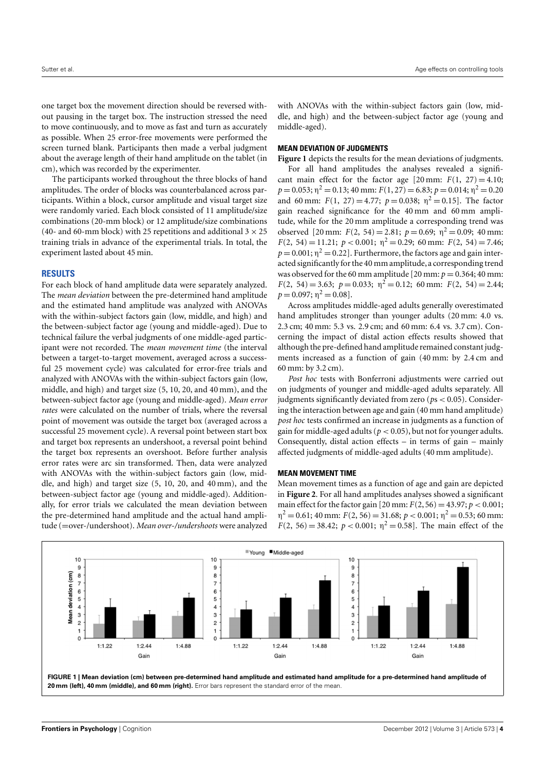one target box the movement direction should be reversed without pausing in the target box. The instruction stressed the need to move continuously, and to move as fast and turn as accurately as possible. When 25 error-free movements were performed the screen turned blank. Participants then made a verbal judgment about the average length of their hand amplitude on the tablet (in cm), which was recorded by the experimenter.

The participants worked throughout the three blocks of hand amplitudes. The order of blocks was counterbalanced across participants. Within a block, cursor amplitude and visual target size were randomly varied. Each block consisted of 11 amplitude/size combinations (20-mm block) or 12 amplitude/size combinations (40- and 60-mm block) with 25 repetitions and additional $3 \times 25$ training trials in advance of the experimental trials. In total, the experiment lasted about 45 min.

## RESULTS

For each block of hand amplitude data were separately analyzed. The *mean deviation* between the pre-determined hand amplitude and the estimated hand amplitude was analyzed with ANOVAs with the within-subject factors gain (low, middle, and high) and the between-subject factor age (young and middle-aged). Due to technical failure the verbal judgments of one middle-aged participant were not recorded. The *mean movement time* (the interval between a target-to-target movement, averaged across a successful 25 movement cycle) was calculated for error-free trials and analyzed with ANOVAs with the within-subject factors gain (low, middle, and high) and target size (5, 10, 20, and 40 mm), and the between-subject factor age (young and middle-aged). *Mean error rates* were calculated on the number of trials, where the reversal point of movement was outside the target box (averaged across a successful 25 movement cycle). A reversal point between start box and target box represents an undershoot, a reversal point behind the target box represents an overshoot. Before further analysis error rates were arc sin transformed. Then, data were analyzed with ANOVAs with the within-subject factors gain (low, middle, and high) and target size (5, 10, 20, and 40 mm), and the between-subject factor age (young and middle-aged). Additionally, for error trials we calculated the mean deviation between the pre-determined hand amplitude and the actual hand amplitude (=over-/undershoot). *Mean over-/undershoots* were analyzed with ANOVAs with the within-subject factors gain (low, middle, and high) and the between-subject factor age (young and middle-aged).

### MEAN DEVIATION OF JUDGMENTS

**Figure 1** depicts the results for the mean deviations of judgments.

For all hand amplitudes the analyses revealed a significant main effect for the factor age [20 mm: $F(1, 27) = 4.10$; $p = 0.053$; $\eta^2 = 0.13$; 40 mm: $F(1, 27) = 6.83$; $p = 0.014$; $\eta^2 = 0.20$ and 60 mm: $F(1, 27) = 4.77$; $p = 0.038$; $\eta^2 = 0.15$]. The factor gain reached significance for the 40 mm and 60 mm amplitude, while for the 20 mm amplitude a corresponding trend was observed [20 mm: $F(2, 54) = 2.81$; $p = 0.69$; $\eta^2 = 0.09$; 40 mm: $F(2, 54) = 11.21$; $p < 0.001$; $\eta^2 = 0.29$; 60 mm: $F(2, 54) = 7.46$; $p = 0.001$; $\eta^2 = 0.22$]. Furthermore, the factors age and gain interacted significantly for the 40 mm amplitude, a corresponding trend was observed for the 60 mm amplitude [20 mm: $p = 0.364$; 40 mm: $F(2, 54) = 3.63$; $p = 0.033$; $\eta^2 = 0.12$; 60 mm: $F(2, 54) = 2.44$; $p = 0.097$; $\eta^2 = 0.08$].

Across amplitudes middle-aged adults generally overestimated hand amplitudes stronger than younger adults (20 mm: 4.0 vs. 2.3 cm; 40 mm: 5.3 vs. 2.9 cm; and 60 mm: 6.4 vs. 3.7 cm). Concerning the impact of distal action effects results showed that although the pre-defined hand amplitude remained constant judgments increased as a function of gain (40 mm: by 2.4 cm and 60 mm: by 3.2 cm).

*Post hoc* tests with Bonferroni adjustments were carried out on judgments of younger and middle-aged adults separately. All judgments significantly deviated from zero ($p$s $< 0.05$). Considering the interaction between age and gain (40 mm hand amplitude) *post hoc* tests confirmed an increase in judgments as a function of gain for middle-aged adults ($p < 0.05$), but not for younger adults. Consequently, distal action effects – in terms of gain – mainly affected judgments of middle-aged adults (40 mm amplitude).

### MEAN MOVEMENT TIME

Mean movement times as a function of age and gain are depicted in **Figure 2**. For all hand amplitudes showed a significant main effect for the factor gain [20 mm: $F(2, 56) = 43.97$; $p < 0.001$; $\eta^2 = 0.61$; 40 mm: $F(2, 56) = 31.68$; $p < 0.001$; $\eta^2 = 0.53$; 60 mm: $F(2, 56) = 38.42$; $p < 0.001$; $\eta^2 = 0.58$]. The main effect of the

**FIGURE 1 | Mean deviation (cm) between pre-determined hand amplitude and estimated hand amplitude for a pre-determined hand amplitude of 20 mm (left), 40 mm (middle), and 60 mm (right).** Error bars represent the standard error of the mean.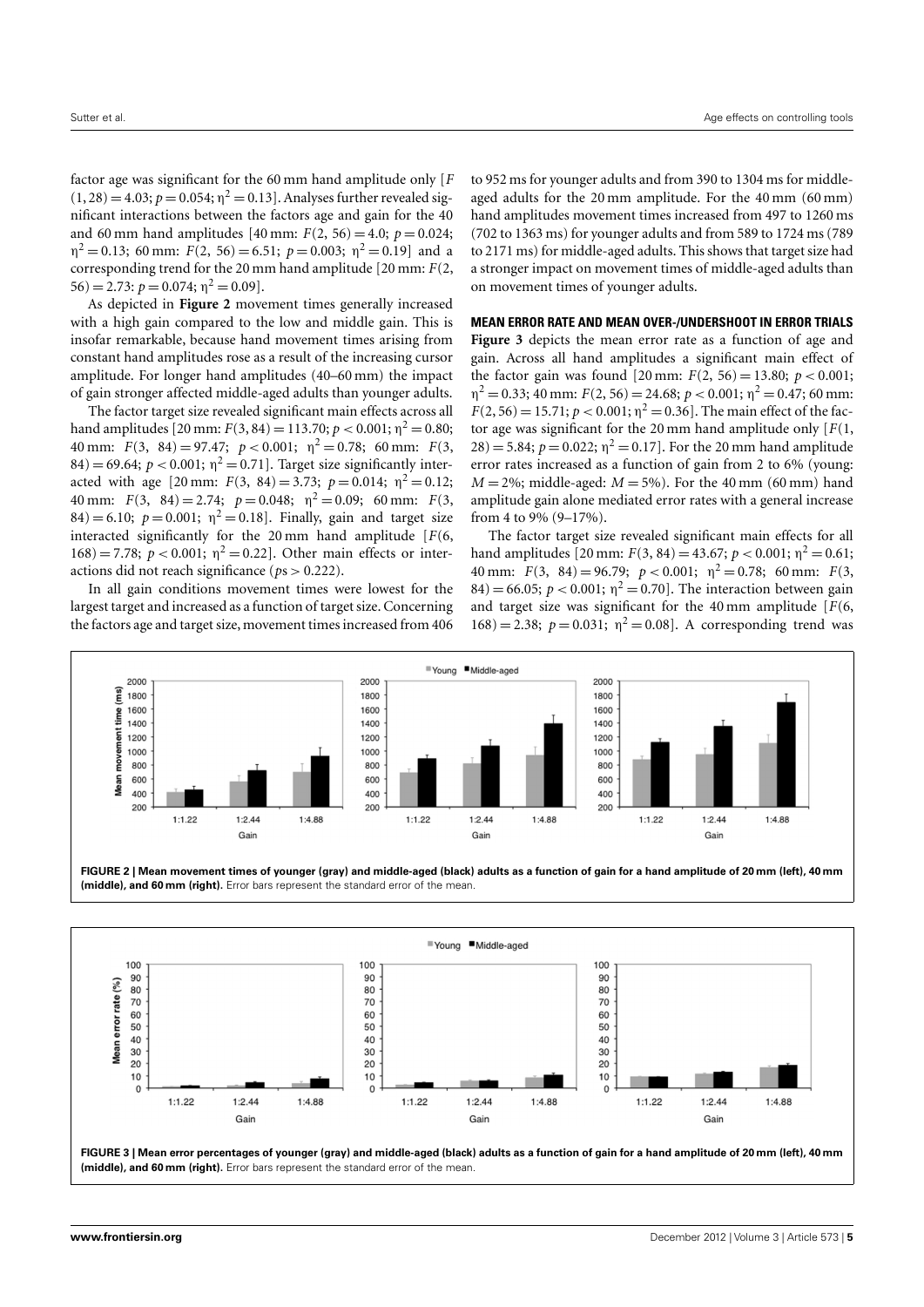factor age was significant for the 60 mm hand amplitude only [$F(1, 28) = 4.03$; $p = 0.054$; $\eta^2 = 0.13$]. Analyses further revealed significant interactions between the factors age and gain for the 40 and 60 mm hand amplitudes [40 mm: $F(2, 56) = 4.0$; $p = 0.024$; $\eta^2 = 0.13$; 60 mm: $F(2, 56) = 6.51$; $p = 0.003$; $\eta^2 = 0.19$] and a corresponding trend for the 20 mm hand amplitude [20 mm: $F(2, 56) = 2.73$: $p = 0.074$; $\eta^2 = 0.09$].

As depicted in **Figure 2** movement times generally increased with a high gain compared to the low and middle gain. This is insofar remarkable, because hand movement times arising from constant hand amplitudes rose as a result of the increasing cursor amplitude. For longer hand amplitudes (40–60 mm) the impact of gain stronger affected middle-aged adults than younger adults.

The factor target size revealed significant main effects across all hand amplitudes [20 mm: $F(3, 84) = 113.70$; $p < 0.001$; $\eta^2 = 0.80$; 40 mm: $F(3, 84) = 97.47$; $p < 0.001$; $\eta^2 = 0.78$; 60 mm: $F(3, 84) = 69.64$; $p < 0.001$; $\eta^2 = 0.71$]. Target size significantly interacted with age [20 mm: $F(3, 84) = 3.73$; $p = 0.014$; $\eta^2 = 0.12$; 40 mm: $F(3, 84) = 2.74$; $p = 0.048$; $\eta^2 = 0.09$; 60 mm: $F(3, 84) = 6.10$; $p = 0.001$; $\eta^2 = 0.18$]. Finally, gain and target size interacted significantly for the 20 mm hand amplitude [$F(6, 168) = 7.78$; $p < 0.001$; $\eta^2 = 0.22$]. Other main effects or interactions did not reach significance ($p$s $> 0.222$).

In all gain conditions movement times were lowest for the largest target and increased as a function of target size. Concerning the factors age and target size, movement times increased from 406 to 952 ms for younger adults and from 390 to 1304 ms for middle-aged adults for the 20 mm amplitude. For the 40 mm (60 mm) hand amplitudes movement times increased from 497 to 1260 ms (702 to 1363 ms) for younger adults and from 589 to 1724 ms (789 to 2171 ms) for middle-aged adults. This shows that target size had a stronger impact on movement times of middle-aged adults than on movement times of younger adults.

#### MEAN ERROR RATE AND MEAN OVER-/UNDERSHOOT IN ERROR TRIALS

**Figure 3** depicts the mean error rate as a function of age and gain. Across all hand amplitudes a significant main effect of the factor gain was found [20 mm: $F(2, 56) = 13.80$; $p < 0.001$; $\eta^2 = 0.33$; 40 mm: $F(2, 56) = 24.68$; $p < 0.001$; $\eta^2 = 0.47$; 60 mm: $F(2, 56) = 15.71$; $p < 0.001$; $\eta^2 = 0.36$]. The main effect of the factor age was significant for the 20 mm hand amplitude only [$F(1, 28) = 5.84$; $p = 0.022$; $\eta^2 = 0.17$]. For the 20 mm hand amplitude error rates increased as a function of gain from 2 to 6% (young: $M = 2\%$; middle-aged: $M = 5\%$). For the 40 mm (60 mm) hand amplitude gain alone mediated error rates with a general increase from 4 to 9% (9–17%).

The factor target size revealed significant main effects for all hand amplitudes [20 mm: $F(3, 84) = 43.67$; $p < 0.001$; $\eta^2 = 0.61$; 40 mm: $F(3, 84) = 96.79$; $p < 0.001$; $\eta^2 = 0.78$; 60 mm: $F(3, 84) = 66.05$; $p < 0.001$; $\eta^2 = 0.70$]. The interaction between gain and target size was significant for the 40 mm amplitude [$F(6, 168) = 2.38$; $p = 0.031$; $\eta^2 = 0.08$]. A corresponding trend was

**FIGURE 2 | Mean movement times of younger (gray) and middle-aged (black) adults as a function of gain for a hand amplitude of 20 mm (left), 40 mm (middle), and 60 mm (right).** Error bars represent the standard error of the mean.

**FIGURE 3 | Mean error percentages of younger (gray) and middle-aged (black) adults as a function of gain for a hand amplitude of 20 mm (left), 40 mm (middle), and 60 mm (right).** Error bars represent the standard error of the mean.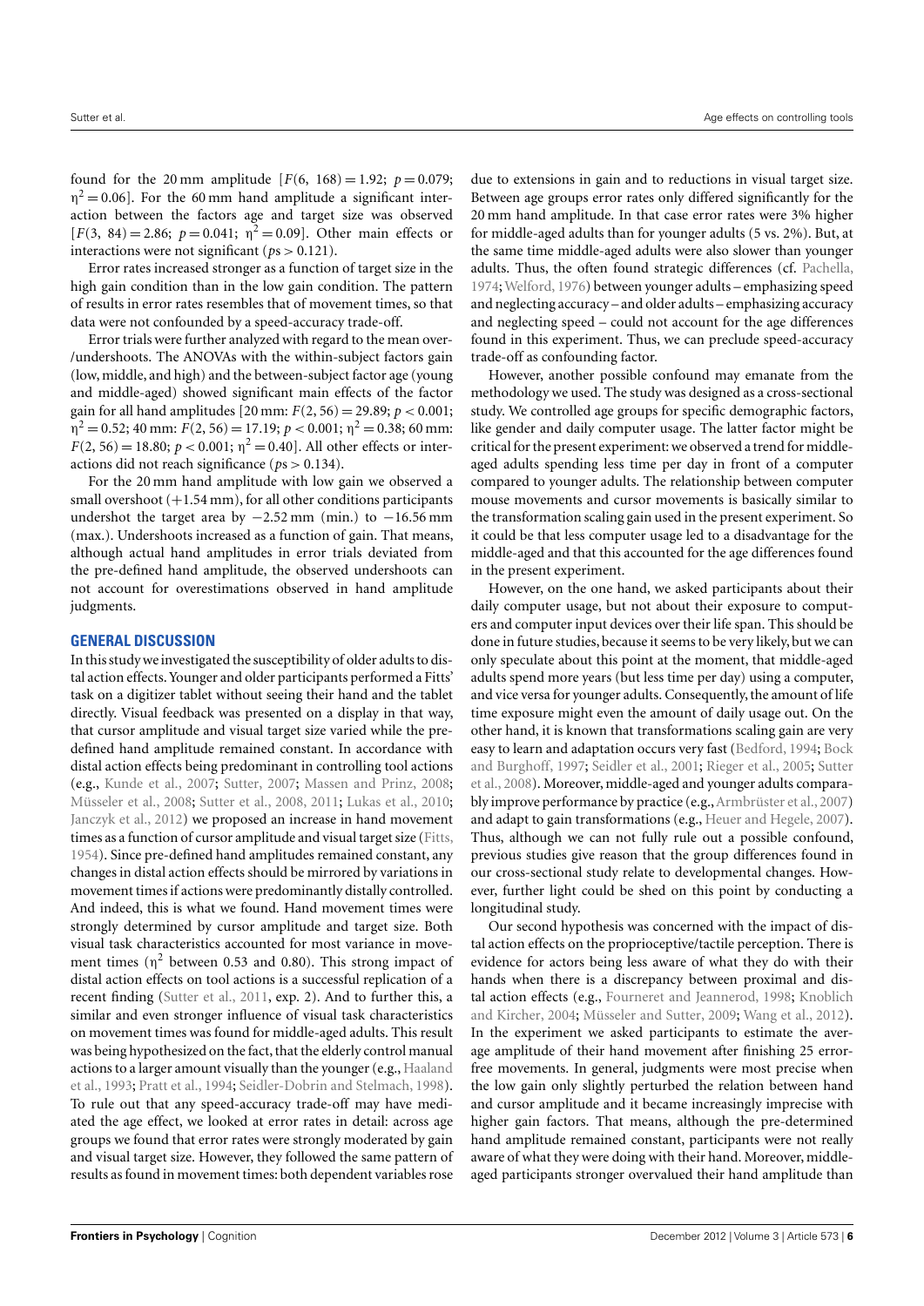found for the 20 mm amplitude [$F(6, 168) = 1.92$; $p = 0.079$; $\eta^2 = 0.06$]. For the 60 mm hand amplitude a significant interaction between the factors age and target size was observed [$F(3, 84) = 2.86$; $p = 0.041$; $\eta^2 = 0.09$]. Other main effects or interactions were not significant ($p$s $> 0.121$).

Error rates increased stronger as a function of target size in the high gain condition than in the low gain condition. The pattern of results in error rates resembles that of movement times, so that data were not confounded by a speed-accuracy trade-off.

Error trials were further analyzed with regard to the mean over-/undershoots. The ANOVAs with the within-subject factors gain (low, middle, and high) and the between-subject factor age (young and middle-aged) showed significant main effects of the factor gain for all hand amplitudes [20 mm: $F(2, 56) = 29.89$; $p < 0.001$; $\eta^2 = 0.52$; 40 mm: $F(2, 56) = 17.19$; $p < 0.001$; $\eta^2 = 0.38$; 60 mm: $F(2, 56) = 18.80$; $p < 0.001$; $\eta^2 = 0.40$]. All other effects or interactions did not reach significance ($p$s $> 0.134$).

For the 20 mm hand amplitude with low gain we observed a small overshoot (+1.54 mm), for all other conditions participants undershot the target area by −2.52 mm (min.) to −16.56 mm (max.). Undershoots increased as a function of gain. That means, although actual hand amplitudes in error trials deviated from the pre-defined hand amplitude, the observed undershoots can not account for overestimations observed in hand amplitude judgments.

## GENERAL DISCUSSION

In this study we investigated the susceptibility of older adults to distal action effects. Younger and older participants performed a Fitts' task on a digitizer tablet without seeing their hand and the tablet directly. Visual feedback was presented on a display in that way, that cursor amplitude and visual target size varied while the pre-defined hand amplitude remained constant. In accordance with distal action effects being predominant in controlling tool actions (e.g., Kunde et al., 2007; Sutter, 2007; Massen and Prinz, 2008; Müsseler et al., 2008; Sutter et al., 2008, 2011; Lukas et al., 2010; Janczyk et al., 2012) we proposed an increase in hand movement times as a function of cursor amplitude and visual target size (Fitts, 1954). Since pre-defined hand amplitudes remained constant, any changes in distal action effects should be mirrored by variations in movement times if actions were predominantly distally controlled. And indeed, this is what we found. Hand movement times were strongly determined by cursor amplitude and target size. Both visual task characteristics accounted for most variance in movement times ($\eta^2$ between 0.53 and 0.80). This strong impact of distal action effects on tool actions is a successful replication of a recent finding (Sutter et al., 2011, exp. 2). And to further this, a similar and even stronger influence of visual task characteristics on movement times was found for middle-aged adults. This result was being hypothesized on the fact, that the elderly control manual actions to a larger amount visually than the younger (e.g., Haaland et al., 1993; Pratt et al., 1994; Seidler-Dobrin and Stelmach, 1998). To rule out that any speed-accuracy trade-off may have mediated the age effect, we looked at error rates in detail: across age groups we found that error rates were strongly moderated by gain and visual target size. However, they followed the same pattern of results as found in movement times: both dependent variables rose due to extensions in gain and to reductions in visual target size. Between age groups error rates only differed significantly for the 20 mm hand amplitude. In that case error rates were 3% higher for middle-aged adults than for younger adults (5 vs. 2%). But, at the same time middle-aged adults were also slower than younger adults. Thus, the often found strategic differences (cf. Pachella, 1974; Welford, 1976) between younger adults – emphasizing speed and neglecting accuracy – and older adults – emphasizing accuracy and neglecting speed – could not account for the age differences found in this experiment. Thus, we can preclude speed-accuracy trade-off as confounding factor.

However, another possible confound may emanate from the methodology we used. The study was designed as a cross-sectional study. We controlled age groups for specific demographic factors, like gender and daily computer usage. The latter factor might be critical for the present experiment: we observed a trend for middle-aged adults spending less time per day in front of a computer compared to younger adults. The relationship between computer mouse movements and cursor movements is basically similar to the transformation scaling gain used in the present experiment. So it could be that less computer usage led to a disadvantage for the middle-aged and that this accounted for the age differences found in the present experiment.

However, on the one hand, we asked participants about their daily computer usage, but not about their exposure to computers and computer input devices over their life span. This should be done in future studies, because it seems to be very likely, but we can only speculate about this point at the moment, that middle-aged adults spend more years (but less time per day) using a computer, and vice versa for younger adults. Consequently, the amount of life time exposure might even the amount of daily usage out. On the other hand, it is known that transformations scaling gain are very easy to learn and adaptation occurs very fast (Bedford, 1994; Bock and Burghoff, 1997; Seidler et al., 2001; Rieger et al., 2005; Sutter et al., 2008). Moreover, middle-aged and younger adults comparably improve performance by practice (e.g., Armbrüster et al., 2007) and adapt to gain transformations (e.g., Heuer and Hegele, 2007). Thus, although we can not fully rule out a possible confound, previous studies give reason that the group differences found in our cross-sectional study relate to developmental changes. However, further light could be shed on this point by conducting a longitudinal study.

Our second hypothesis was concerned with the impact of distal action effects on the proprioceptive/tactile perception. There is evidence for actors being less aware of what they do with their hands when there is a discrepancy between proximal and distal action effects (e.g., Fourneret and Jeannerod, 1998; Knoblich and Kircher, 2004; Müsseler and Sutter, 2009; Wang et al., 2012). In the experiment we asked participants to estimate the average amplitude of their hand movement after finishing 25 error-free movements. In general, judgments were most precise when the low gain only slightly perturbed the relation between hand and cursor amplitude and it became increasingly imprecise with higher gain factors. That means, although the pre-determined hand amplitude remained constant, participants were not really aware of what they were doing with their hand. Moreover, middle-aged participants stronger overvalued their hand amplitude than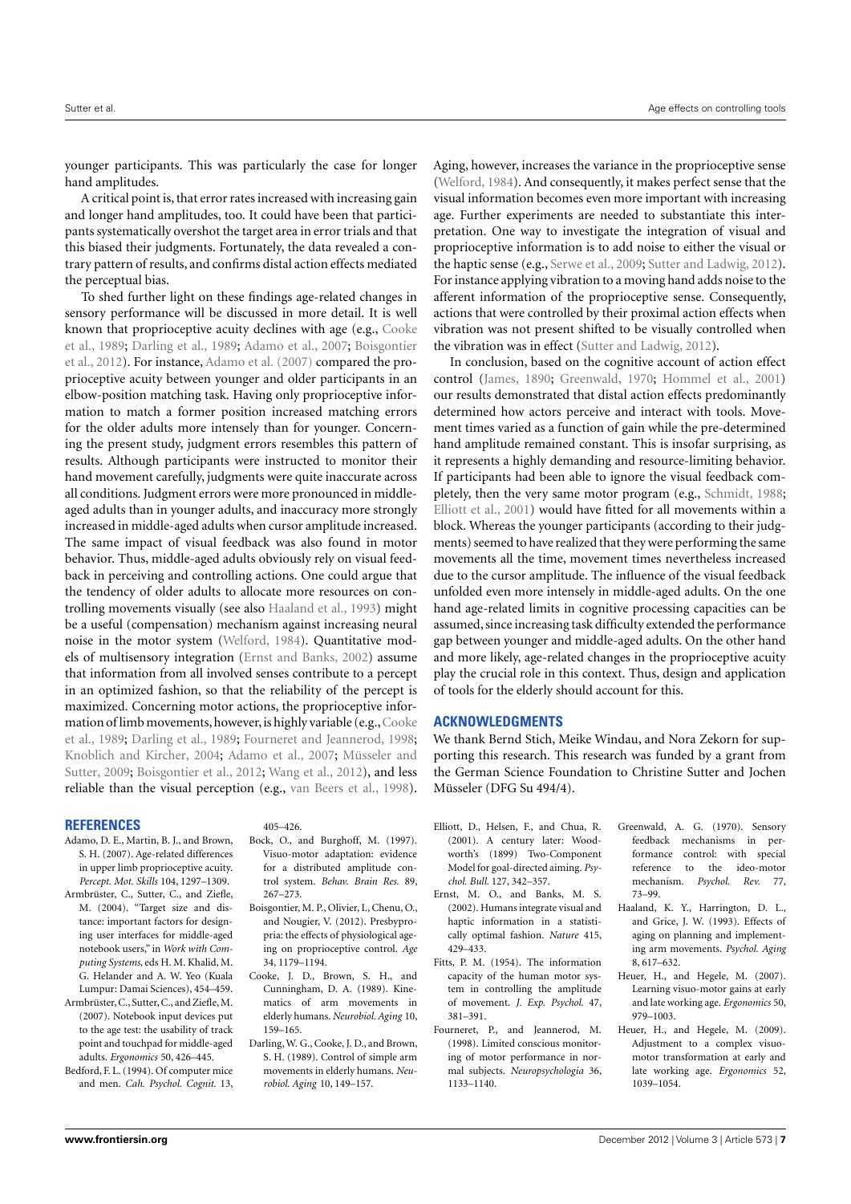younger participants. This was particularly the case for longer hand amplitudes.

A critical point is, that error rates increased with increasing gain and longer hand amplitudes, too. It could have been that participants systematically overshot the target area in error trials and that this biased their judgments. Fortunately, the data revealed a contrary pattern of results, and confirms distal action effects mediated the perceptual bias.

To shed further light on these findings age-related changes in sensory performance will be discussed in more detail. It is well known that proprioceptive acuity declines with age (e.g., Cooke et al., 1989; Darling et al., 1989; Adamo et al., 2007; Boisgontier et al., 2012). For instance, Adamo et al. (2007) compared the proprioceptive acuity between younger and older participants in an elbow-position matching task. Having only proprioceptive information to match a former position increased matching errors for the older adults more intensely than for younger. Concerning the present study, judgment errors resembles this pattern of results. Although participants were instructed to monitor their hand movement carefully, judgments were quite inaccurate across all conditions. Judgment errors were more pronounced in middle-aged adults than in younger adults, and inaccuracy more strongly increased in middle-aged adults when cursor amplitude increased. The same impact of visual feedback was also found in motor behavior. Thus, middle-aged adults obviously rely on visual feedback in perceiving and controlling actions. One could argue that the tendency of older adults to allocate more resources on controlling movements visually (see also Haaland et al., 1993) might be a useful (compensation) mechanism against increasing neural noise in the motor system (Welford, 1984). Quantitative models of multisensory integration (Ernst and Banks, 2002) assume that information from all involved senses contribute to a percept in an optimized fashion, so that the reliability of the percept is maximized. Concerning motor actions, the proprioceptive information of limb movements, however, is highly variable (e.g., Cooke et al., 1989; Darling et al., 1989; Fourneret and Jeannerod, 1998; Knoblich and Kircher, 2004; Adamo et al., 2007; Müsseler and Sutter, 2009; Boisgontier et al., 2012; Wang et al., 2012), and less reliable than the visual perception (e.g., van Beers et al., 1998). Aging, however, increases the variance in the proprioceptive sense (Welford, 1984). And consequently, it makes perfect sense that the visual information becomes even more important with increasing age. Further experiments are needed to substantiate this interpretation. One way to investigate the integration of visual and proprioceptive information is to add noise to either the visual or the haptic sense (e.g., Serwe et al., 2009; Sutter and Ladwig, 2012). For instance applying vibration to a moving hand adds noise to the afferent information of the proprioceptive sense. Consequently, actions that were controlled by their proximal action effects when vibration was not present shifted to be visually controlled when the vibration was in effect (Sutter and Ladwig, 2012).

In conclusion, based on the cognitive account of action effect control (James, 1890; Greenwald, 1970; Hommel et al., 2001) our results demonstrated that distal action effects predominantly determined how actors perceive and interact with tools. Movement times varied as a function of gain while the pre-determined hand amplitude remained constant. This is insofar surprising, as it represents a highly demanding and resource-limiting behavior. If participants had been able to ignore the visual feedback completely, then the very same motor program (e.g., Schmidt, 1988; Elliott et al., 2001) would have fitted for all movements within a block. Whereas the younger participants (according to their judgments) seemed to have realized that they were performing the same movements all the time, movement times nevertheless increased due to the cursor amplitude. The influence of the visual feedback unfolded even more intensely in middle-aged adults. On the one hand age-related limits in cognitive processing capacities can be assumed, since increasing task difficulty extended the performance gap between younger and middle-aged adults. On the other hand and more likely, age-related changes in the proprioceptive acuity play the crucial role in this context. Thus, design and application of tools for the elderly should account for this.

## ACKNOWLEDGMENTS

We thank Bernd Stich, Meike Windau, and Nora Zekorn for supporting this research. This research was funded by a grant from the German Science Foundation to Christine Sutter and Jochen Müsseler (DFG Su 494/4).

## REFERENCES

Adamo, D. E., Martin, B. J., and Brown, S. H. (2007). Age-related differences in upper limb proprioceptive acuity. *Percept. Mot. Skills* 104, 1297–1309.

Armbrüster, C., Sutter, C., and Ziefle, M. (2004). "Target size and distance: important factors for designing user interfaces for middle-aged notebook users," in *Work with Computing Systems*, eds H. M. Khalid, M. G. Helander and A. W. Yeo (Kuala Lumpur: Damai Sciences), 454–459.

Armbrüster, C., Sutter, C., and Ziefle, M. (2007). Notebook input devices put to the age test: the usability of track point and touchpad for middle-aged adults. *Ergonomics* 50, 426–445.

Bedford, F. L. (1994). Of computer mice and men. *Cah. Psychol. Cognit.* 13, 405–426.

Bock, O., and Burghoff, M. (1997). Visuo-motor adaptation: evidence for a distributed amplitude control system. *Behav. Brain Res.* 89, 267–273.

Boisgontier, M. P., Olivier, I., Chenu, O., and Nougier, V. (2012). Presbypropria: the effects of physiological ageing on proprioceptive control. *Age* 34, 1179–1194.

Cooke, J. D., Brown, S. H., and Cunningham, D. A. (1989). Kinematics of arm movements in elderly humans. *Neurobiol. Aging* 10, 159–165.

Darling, W. G., Cooke, J. D., and Brown, S. H. (1989). Control of simple arm movements in elderly humans. *Neurobiol. Aging* 10, 149–157.

Elliott, D., Helsen, F., and Chua, R. (2001). A century later: Woodworth's (1899) Two-Component Model for goal-directed aiming. *Psychol. Bull.* 127, 342–357.

Ernst, M. O., and Banks, M. S. (2002). Humans integrate visual and haptic information in a statistically optimal fashion. *Nature* 415, 429–433.

Fitts, P. M. (1954). The information capacity of the human motor system in controlling the amplitude of movement. *J. Exp. Psychol.* 47, 381–391.

Fourneret, P., and Jeannerod, M. (1998). Limited conscious monitoring of motor performance in normal subjects. *Neuropsychologia* 36, 1133–1140.

Greenwald, A. G. (1970). Sensory feedback mechanisms in performance control: with special reference to the ideo-motor mechanism. *Psychol. Rev.* 77, 73–99.

Haaland, K. Y., Harrington, D. L., and Grice, J. W. (1993). Effects of aging on planning and implementing arm movements. *Psychol. Aging* 8, 617–632.

Heuer, H., and Hegele, M. (2007). Learning visuo-motor gains at early and late working age. *Ergonomics* 50, 979–1003.

Heuer, H., and Hegele, M. (2009). Adjustment to a complex visuo-motor transformation at early and late working age. *Ergonomics* 52, 1039–1054.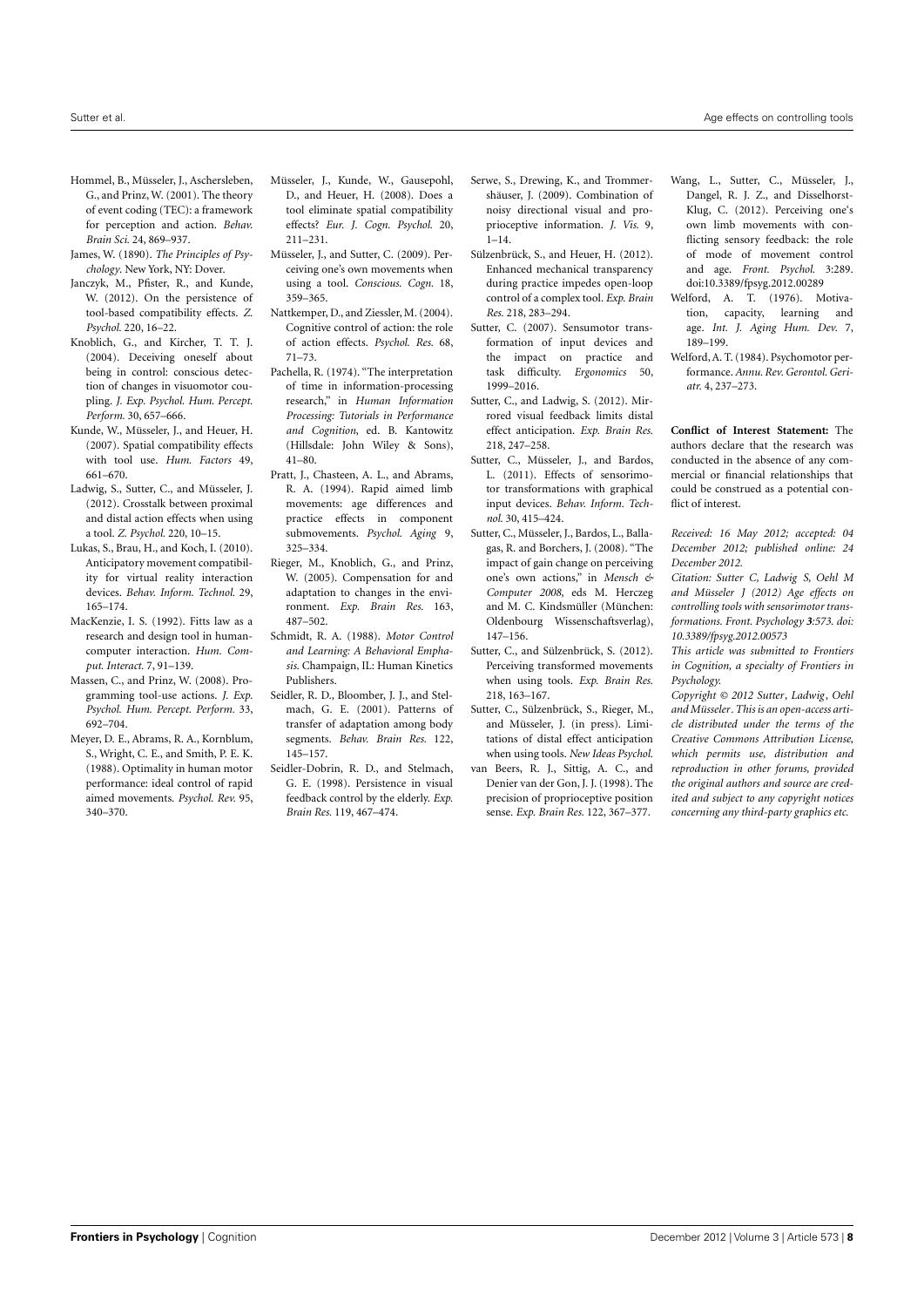Hommel, B., Müsseler, J., Aschersleben, G., and Prinz, W. (2001). The theory of event coding (TEC): a framework for perception and action. *Behav. Brain Sci.* 24, 869–937.

James, W. (1890). *The Principles of Psychology*. New York, NY: Dover.

Janczyk, M., Pfister, R., and Kunde, W. (2012). On the persistence of tool-based compatibility effects. *Z. Psychol.* 220, 16–22.

Knoblich, G., and Kircher, T. T. J. (2004). Deceiving oneself about being in control: conscious detection of changes in visuomotor coupling. *J. Exp. Psychol. Hum. Percept. Perform.* 30, 657–666.

Kunde, W., Müsseler, J., and Heuer, H. (2007). Spatial compatibility effects with tool use. *Hum. Factors* 49, 661–670.

Ladwig, S., Sutter, C., and Müsseler, J. (2012). Crosstalk between proximal and distal action effects when using a tool. *Z. Psychol.* 220, 10–15.

Lukas, S., Brau, H., and Koch, I. (2010). Anticipatory movement compatibility for virtual reality interaction devices. *Behav. Inform. Technol.* 29, 165–174.

MacKenzie, I. S. (1992). Fitts law as a research and design tool in human-computer interaction. *Hum. Comput. Interact.* 7, 91–139.

Massen, C., and Prinz, W. (2008). Programming tool-use actions. *J. Exp. Psychol. Hum. Percept. Perform.* 33, 692–704.

Meyer, D. E., Abrams, R. A., Kornblum, S., Wright, C. E., and Smith, P. E. K. (1988). Optimality in human motor performance: ideal control of rapid aimed movements. *Psychol. Rev.* 95, 340–370.

Müsseler, J., Kunde, W., Gausepohl, D., and Heuer, H. (2008). Does a tool eliminate spatial compatibility effects? *Eur. J. Cogn. Psychol.* 20, 211–231.

Müsseler, J., and Sutter, C. (2009). Perceiving one's own movements when using a tool. *Conscious. Cogn.* 18, 359–365.

Nattkemper, D., and Ziessler, M. (2004). Cognitive control of action: the role of action effects. *Psychol. Res.* 68, 71–73.

Pachella, R. (1974). "The interpretation of time in information-processing research," in *Human Information Processing: Tutorials in Performance and Cognition*, ed. B. Kantowitz (Hillsdale: John Wiley & Sons), 41–80.

Pratt, J., Chasteen, A. L., and Abrams, R. A. (1994). Rapid aimed limb movements: age differences and practice effects in component submovements. *Psychol. Aging* 9, 325–334.

Rieger, M., Knoblich, G., and Prinz, W. (2005). Compensation for and adaptation to changes in the environment. *Exp. Brain Res.* 163, 487–502.

Schmidt, R. A. (1988). *Motor Control and Learning: A Behavioral Emphasis*. Champaign, IL: Human Kinetics Publishers.

Seidler, R. D., Bloomber, J. J., and Stelmach, G. E. (2001). Patterns of transfer of adaptation among body segments. *Behav. Brain Res.* 122, 145–157.

Seidler-Dobrin, R. D., and Stelmach, G. E. (1998). Persistence in visual feedback control by the elderly. *Exp. Brain Res.* 119, 467–474.

Serwe, S., Drewing, K., and Trommershäuser, J. (2009). Combination of noisy directional visual and proprioceptive information. *J. Vis.* 9, 1–14.

Sülzenbrück, S., and Heuer, H. (2012). Enhanced mechanical transparency during practice impedes open-loop control of a complex tool. *Exp. Brain Res.* 218, 283–294.

Sutter, C. (2007). Sensumotor transformation of input devices and the impact on practice and task difficulty. *Ergonomics* 50, 1999–2016.

Sutter, C., and Ladwig, S. (2012). Mirrored visual feedback limits distal effect anticipation. *Exp. Brain Res.* 218, 247–258.

Sutter, C., Müsseler, J., and Bardos, L. (2011). Effects of sensorimotor transformations with graphical input devices. *Behav. Inform. Technol.* 30, 415–424.

Sutter, C., Müsseler, J., Bardos, L., Ballagas, R. and Borchers, J. (2008). "The impact of gain change on perceiving one's own actions," in *Mensch & Computer 2008*, eds M. Herczeg and M. C. Kindsmüller (München: Oldenbourg Wissenschaftsverlag), 147–156.

Sutter, C., and Sülzenbrück, S. (2012). Perceiving transformed movements when using tools. *Exp. Brain Res.* 218, 163–167.

Sutter, C., Sülzenbrück, S., Rieger, M., and Müsseler, J. (in press). Limitations of distal effect anticipation when using tools. *New Ideas Psychol.*

van Beers, R. J., Sittig, A. C., and Denier van der Gon, J. J. (1998). The precision of proprioceptive position sense. *Exp. Brain Res.* 122, 367–377.

Wang, L., Sutter, C., Müsseler, J., Dangel, R. J. Z., and Disselhorst-Klug, C. (2012). Perceiving one's own limb movements with conflicting sensory feedback: the role of mode of movement control and age. *Front. Psychol.* 3:289. doi:10.3389/fpsyg.2012.00289

Welford, A. T. (1976). Motivation, capacity, learning and age. *Int. J. Aging Hum. Dev.* 7, 189–199.

Welford, A. T. (1984). Psychomotor performance. *Annu. Rev. Gerontol. Geriatr.* 4, 237–273.

**Conflict of Interest Statement:** The authors declare that the research was conducted in the absence of any commercial or financial relationships that could be construed as a potential conflict of interest.

*Received: 16 May 2012; accepted: 04 December 2012; published online: 24 December 2012.*

*Citation: Sutter C, Ladwig S, Oehl M and Müsseler J (2012) Age effects on controlling tools with sensorimotor transformations. Front. Psychology **3**:573. doi: 10.3389/fpsyg.2012.00573*

*This article was submitted to Frontiers in Cognition, a specialty of Frontiers in Psychology.*

*Copyright © 2012 Sutter, Ladwig, Oehl and Müsseler. This is an open-access article distributed under the terms of the Creative Commons Attribution License, which permits use, distribution and reproduction in other forums, provided the original authors and source are credited and subject to any copyright notices concerning any third-party graphics etc.*